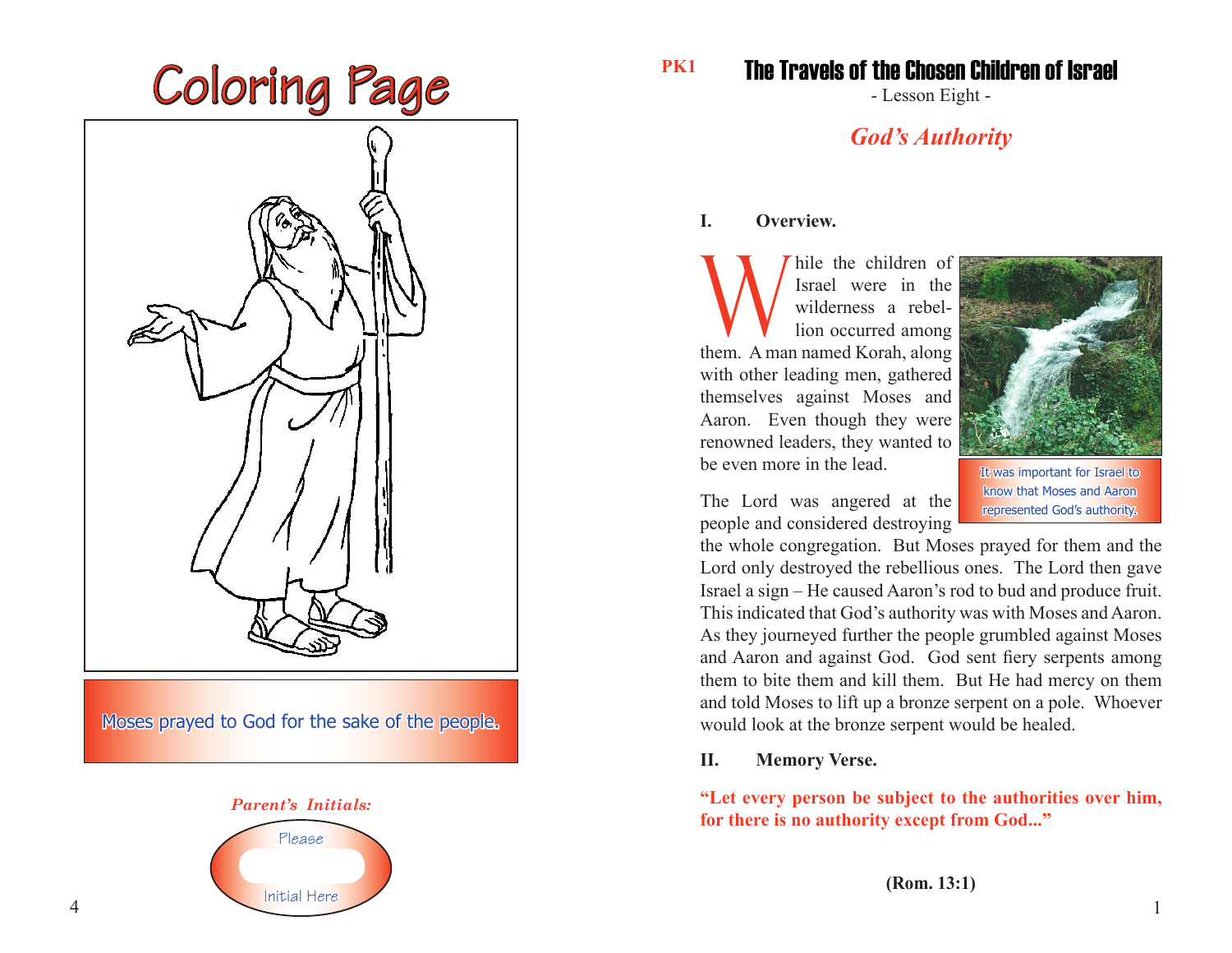# Coloring Page

Moses prayed to God for the sake of the people.

*Parent's Initials:*

Please

Initial Here

PK1

## The Travels of the Chosen Children of Israel

- Lesson Eight -

### *God's Authority*

**I. Overview.**

While the children of Israel were in the wilderness a rebellion occurred among them. A man named Korah, along with other leading men, gathered themselves against Moses and Aaron. Even though they were renowned leaders, they wanted to be even more in the lead.

It was important for Israel to know that Moses and Aaron represented God's authority.

The Lord was angered at the people and considered destroying the whole congregation. But Moses prayed for them and the Lord only destroyed the rebellious ones. The Lord then gave Israel a sign – He caused Aaron's rod to bud and produce fruit. This indicated that God's authority was with Moses and Aaron. As they journeyed further the people grumbled against Moses and Aaron and against God. God sent fiery serpents among them to bite them and kill them. But He had mercy on them and told Moses to lift up a bronze serpent on a pole. Whoever would look at the bronze serpent would be healed.

**II. Memory Verse.**

**"Let every person be subject to the authorities over him, for there is no authority except from God..."**

**(Rom. 13:1)**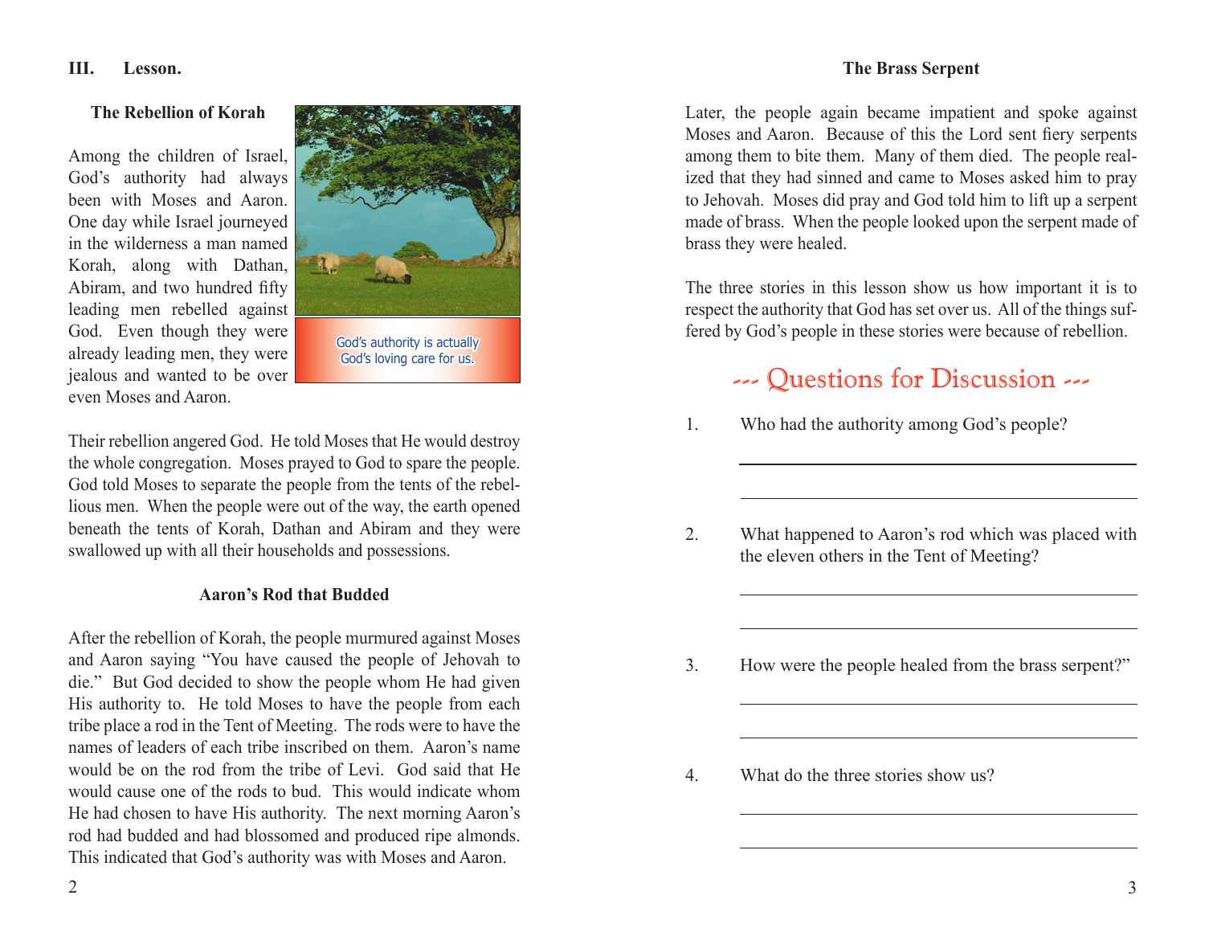## III. Lesson.

### The Rebellion of Korah

Among the children of Israel, God's authority had always been with Moses and Aaron. One day while Israel journeyed in the wilderness a man named Korah, along with Dathan, Abiram, and two hundred fifty leading men rebelled against God. Even though they were already leading men, they were jealous and wanted to be over even Moses and Aaron.

God's authority is actually God's loving care for us.

Their rebellion angered God. He told Moses that He would destroy the whole congregation. Moses prayed to God to spare the people. God told Moses to separate the people from the tents of the rebellious men. When the people were out of the way, the earth opened beneath the tents of Korah, Dathan and Abiram and they were swallowed up with all their households and possessions.

### Aaron's Rod that Budded

After the rebellion of Korah, the people murmured against Moses and Aaron saying "You have caused the people of Jehovah to die." But God decided to show the people whom He had given His authority to. He told Moses to have the people from each tribe place a rod in the Tent of Meeting. The rods were to have the names of leaders of each tribe inscribed on them. Aaron's name would be on the rod from the tribe of Levi. God said that He would cause one of the rods to bud. This would indicate whom He had chosen to have His authority. The next morning Aaron's rod had budded and had blossomed and produced ripe almonds. This indicated that God's authority was with Moses and Aaron.

### The Brass Serpent

Later, the people again became impatient and spoke against Moses and Aaron. Because of this the Lord sent fiery serpents among them to bite them. Many of them died. The people realized that they had sinned and came to Moses asked him to pray to Jehovah. Moses did pray and God told him to lift up a serpent made of brass. When the people looked upon the serpent made of brass they were healed.

The three stories in this lesson show us how important it is to respect the authority that God has set over us. All of the things suffered by God's people in these stories were because of rebellion.

## --- Questions for Discussion ---

1. Who had the authority among God's people?

_______________________________________

_______________________________________

2. What happened to Aaron's rod which was placed with the eleven others in the Tent of Meeting?

_______________________________________

_______________________________________

3. How were the people healed from the brass serpent?"

_______________________________________

_______________________________________

4. What do the three stories show us?

_______________________________________

_______________________________________